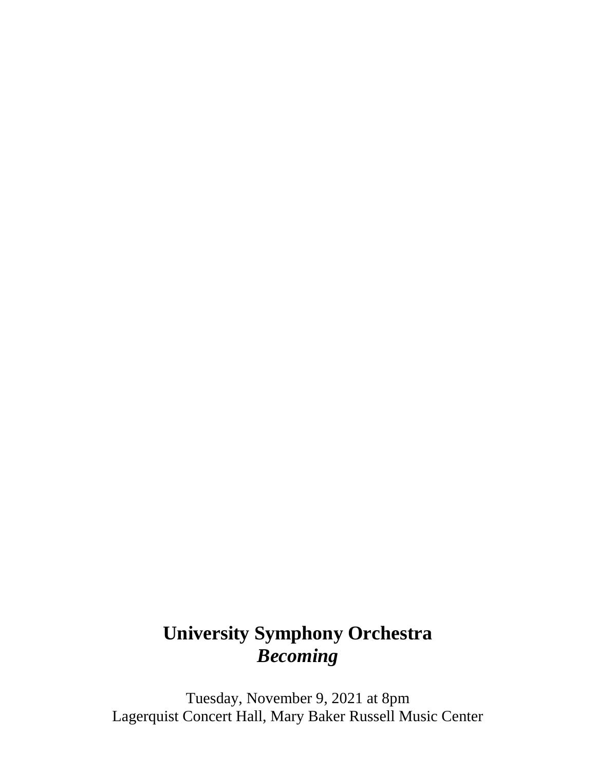# University Symphony Orchestra
## *Becoming*

Tuesday, November 9, 2021 at 8pm
Lagerquist Concert Hall, Mary Baker Russell Music Center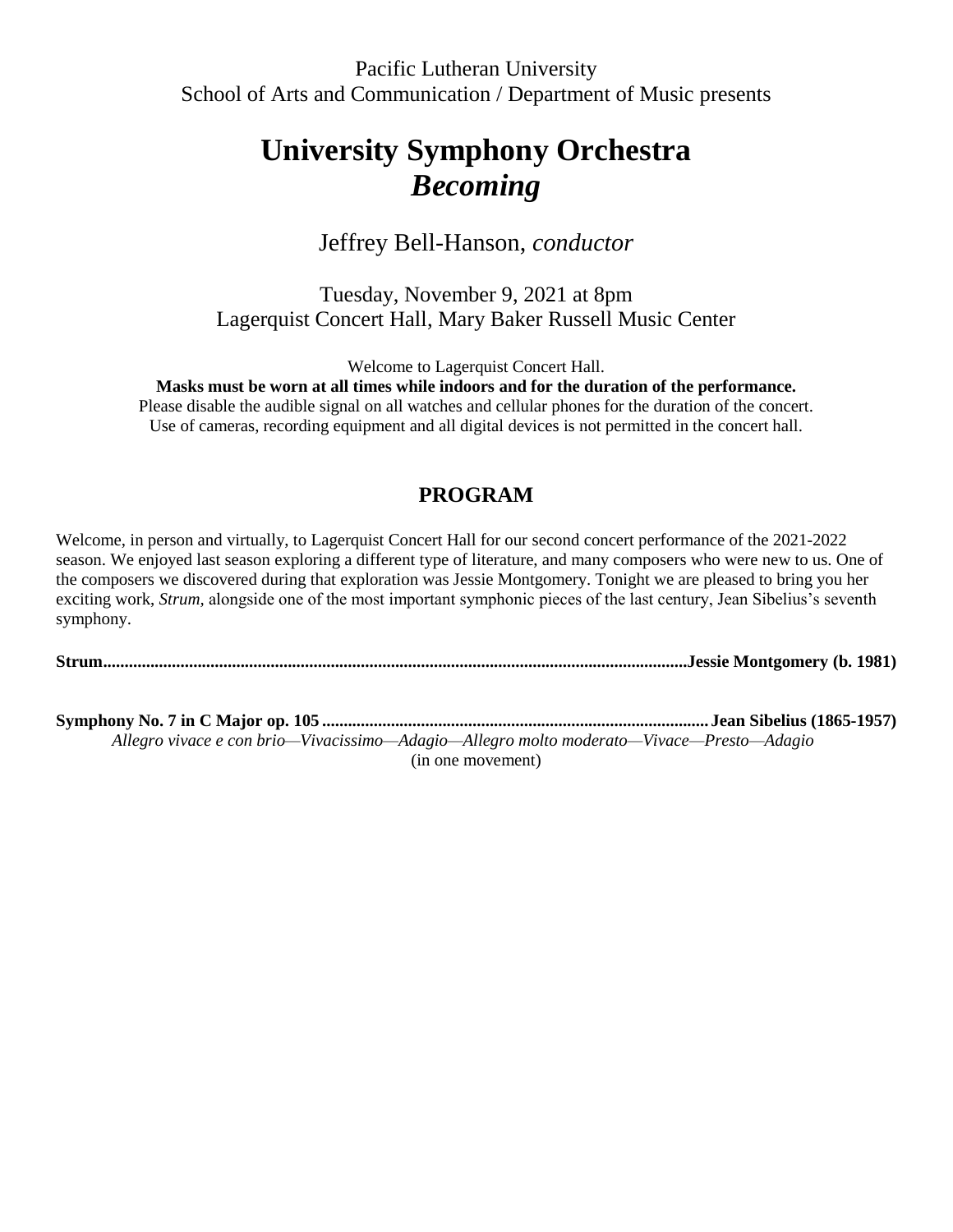Pacific Lutheran University
School of Arts and Communication / Department of Music presents

# University Symphony Orchestra
# *Becoming*

Jeffrey Bell-Hanson, *conductor*

Tuesday, November 9, 2021 at 8pm
Lagerquist Concert Hall, Mary Baker Russell Music Center

Welcome to Lagerquist Concert Hall.
**Masks must be worn at all times while indoors and for the duration of the performance.**
Please disable the audible signal on all watches and cellular phones for the duration of the concert.
Use of cameras, recording equipment and all digital devices is not permitted in the concert hall.

## PROGRAM

Welcome, in person and virtually, to Lagerquist Concert Hall for our second concert performance of the 2021-2022 season. We enjoyed last season exploring a different type of literature, and many composers who were new to us. One of the composers we discovered during that exploration was Jessie Montgomery. Tonight we are pleased to bring you her exciting work, *Strum,* alongside one of the most important symphonic pieces of the last century, Jean Sibelius's seventh symphony.

**Strum..........................................................................................................................................Jessie Montgomery (b. 1981)**

**Symphony No. 7 in C Major op. 105 ......................................................................................... Jean Sibelius (1865-1957)**
*Allegro vivace e con brio—Vivacissimo—Adagio—Allegro molto moderato—Vivace—Presto—Adagio*
(in one movement)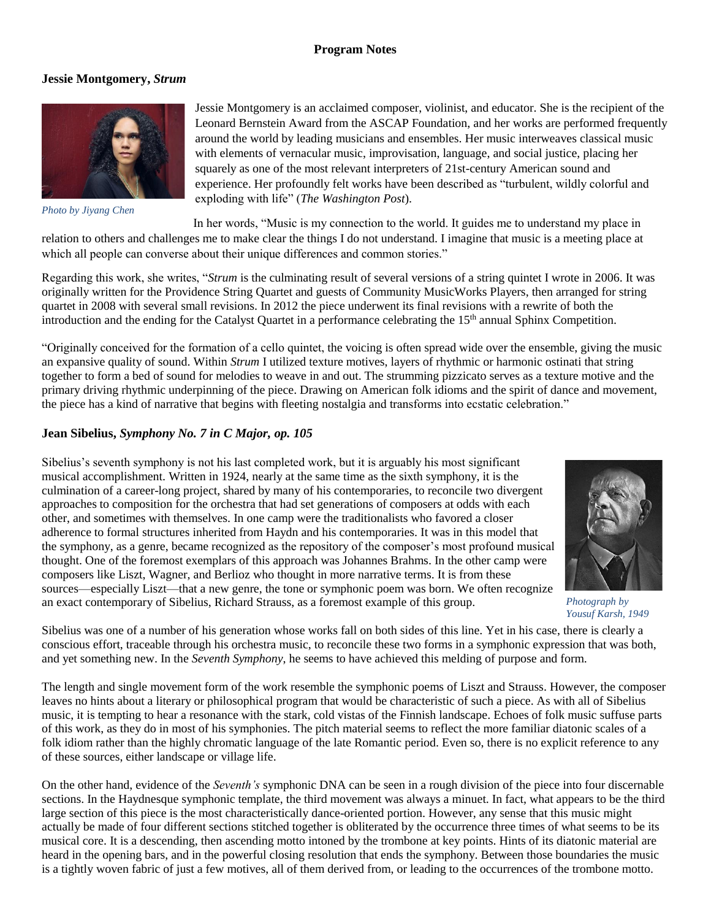**Program Notes**

## Jessie Montgomery, *Strum*

*Photo by Jiyang Chen*

Jessie Montgomery is an acclaimed composer, violinist, and educator. She is the recipient of the Leonard Bernstein Award from the ASCAP Foundation, and her works are performed frequently around the world by leading musicians and ensembles. Her music interweaves classical music with elements of vernacular music, improvisation, language, and social justice, placing her squarely as one of the most relevant interpreters of 21st-century American sound and experience. Her profoundly felt works have been described as "turbulent, wildly colorful and exploding with life" (*The Washington Post*).

In her words, "Music is my connection to the world. It guides me to understand my place in relation to others and challenges me to make clear the things I do not understand. I imagine that music is a meeting place at which all people can converse about their unique differences and common stories."

Regarding this work, she writes, "*Strum* is the culminating result of several versions of a string quintet I wrote in 2006. It was originally written for the Providence String Quartet and guests of Community MusicWorks Players, then arranged for string quartet in 2008 with several small revisions. In 2012 the piece underwent its final revisions with a rewrite of both the introduction and the ending for the Catalyst Quartet in a performance celebrating the 15th annual Sphinx Competition.

"Originally conceived for the formation of a cello quintet, the voicing is often spread wide over the ensemble, giving the music an expansive quality of sound. Within *Strum* I utilized texture motives, layers of rhythmic or harmonic ostinati that string together to form a bed of sound for melodies to weave in and out. The strumming pizzicato serves as a texture motive and the primary driving rhythmic underpinning of the piece. Drawing on American folk idioms and the spirit of dance and movement, the piece has a kind of narrative that begins with fleeting nostalgia and transforms into ecstatic celebration."

## Jean Sibelius, *Symphony No. 7 in C Major, op. 105*

Sibelius's seventh symphony is not his last completed work, but it is arguably his most significant musical accomplishment. Written in 1924, nearly at the same time as the sixth symphony, it is the culmination of a career-long project, shared by many of his contemporaries, to reconcile two divergent approaches to composition for the orchestra that had set generations of composers at odds with each other, and sometimes with themselves. In one camp were the traditionalists who favored a closer adherence to formal structures inherited from Haydn and his contemporaries. It was in this model that the symphony, as a genre, became recognized as the repository of the composer's most profound musical thought. One of the foremost exemplars of this approach was Johannes Brahms. In the other camp were composers like Liszt, Wagner, and Berlioz who thought in more narrative terms. It is from these sources—especially Liszt—that a new genre, the tone or symphonic poem was born. We often recognize an exact contemporary of Sibelius, Richard Strauss, as a foremost example of this group.

*Photograph by Yousuf Karsh, 1949*

Sibelius was one of a number of his generation whose works fall on both sides of this line. Yet in his case, there is clearly a conscious effort, traceable through his orchestra music, to reconcile these two forms in a symphonic expression that was both, and yet something new. In the *Seventh Symphony*, he seems to have achieved this melding of purpose and form.

The length and single movement form of the work resemble the symphonic poems of Liszt and Strauss. However, the composer leaves no hints about a literary or philosophical program that would be characteristic of such a piece. As with all of Sibelius music, it is tempting to hear a resonance with the stark, cold vistas of the Finnish landscape. Echoes of folk music suffuse parts of this work, as they do in most of his symphonies. The pitch material seems to reflect the more familiar diatonic scales of a folk idiom rather than the highly chromatic language of the late Romantic period. Even so, there is no explicit reference to any of these sources, either landscape or village life.

On the other hand, evidence of the *Seventh's* symphonic DNA can be seen in a rough division of the piece into four discernable sections. In the Haydnesque symphonic template, the third movement was always a minuet. In fact, what appears to be the third large section of this piece is the most characteristically dance-oriented portion. However, any sense that this music might actually be made of four different sections stitched together is obliterated by the occurrence three times of what seems to be its musical core. It is a descending, then ascending motto intoned by the trombone at key points. Hints of its diatonic material are heard in the opening bars, and in the powerful closing resolution that ends the symphony. Between those boundaries the music is a tightly woven fabric of just a few motives, all of them derived from, or leading to the occurrences of the trombone motto.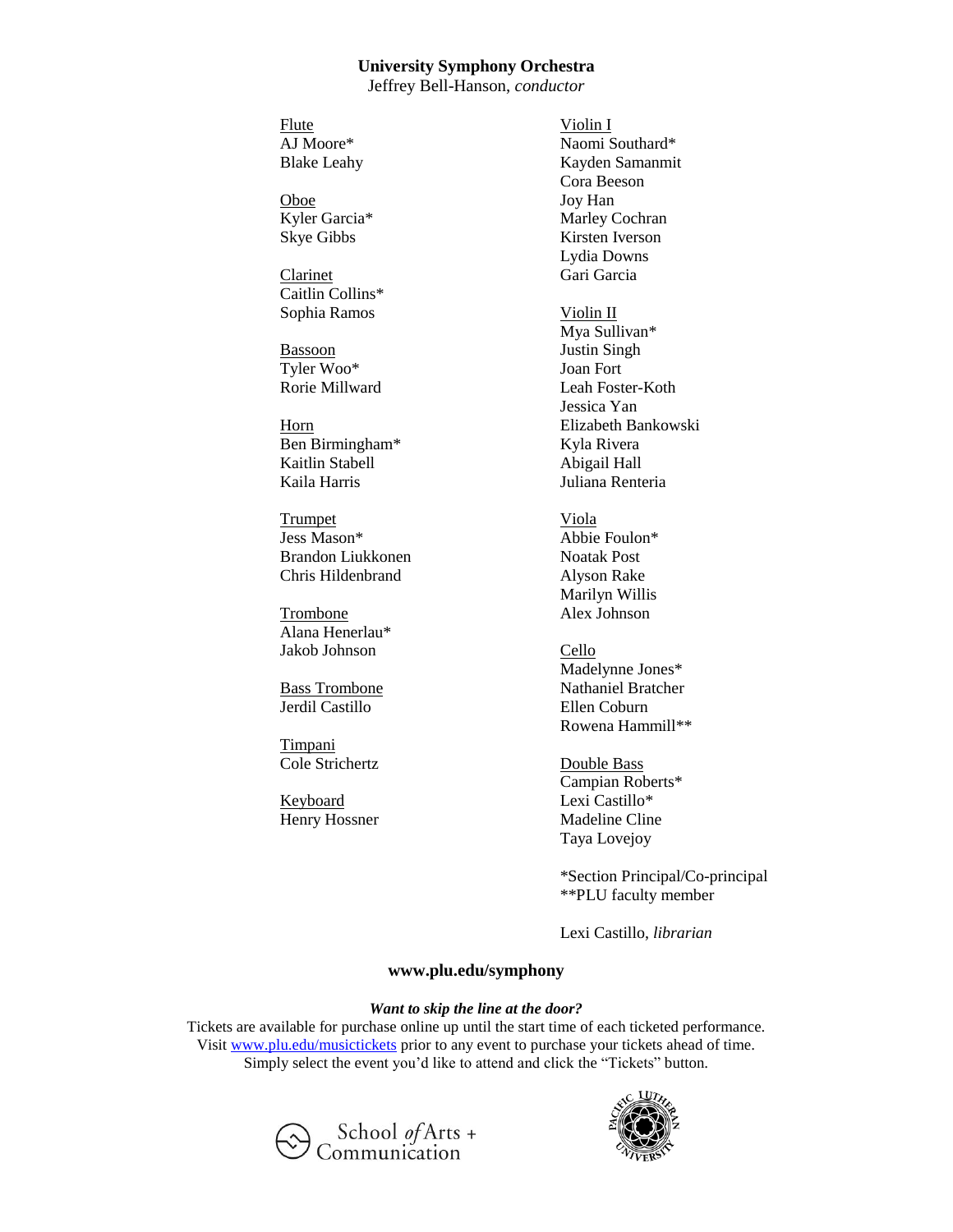**University Symphony Orchestra**
Jeffrey Bell-Hanson, *conductor*

Flute
AJ Moore*
Blake Leahy

Oboe
Kyler Garcia*
Skye Gibbs

Clarinet
Caitlin Collins*
Sophia Ramos

Bassoon
Tyler Woo*
Rorie Millward

Horn
Ben Birmingham*
Kaitlin Stabell
Kaila Harris

Trumpet
Jess Mason*
Brandon Liukkonen
Chris Hildenbrand

Trombone
Alana Henerlau*
Jakob Johnson

Bass Trombone
Jerdil Castillo

Timpani
Cole Strichertz

Keyboard
Henry Hossner

Violin I
Naomi Southard*
Kayden Samanmit
Cora Beeson
Joy Han
Marley Cochran
Kirsten Iverson
Lydia Downs
Gari Garcia

Violin II
Mya Sullivan*
Justin Singh
Joan Fort
Leah Foster-Koth
Jessica Yan
Elizabeth Bankowski
Kyla Rivera
Abigail Hall
Juliana Renteria

Viola
Abbie Foulon*
Noatak Post
Alyson Rake
Marilyn Willis
Alex Johnson

Cello
Madelynne Jones*
Nathaniel Bratcher
Ellen Coburn
Rowena Hammill**

Double Bass
Campian Roberts*
Lexi Castillo*
Madeline Cline
Taya Lovejoy

*Section Principal/Co-principal
**PLU faculty member

Lexi Castillo, *librarian*

**www.plu.edu/symphony**

***Want to skip the line at the door?***
Tickets are available for purchase online up until the start time of each ticketed performance. Visit www.plu.edu/musictickets prior to any event to purchase your tickets ahead of time. Simply select the event you'd like to attend and click the "Tickets" button.

School *of* Arts + Communication

Pacific Lutheran University